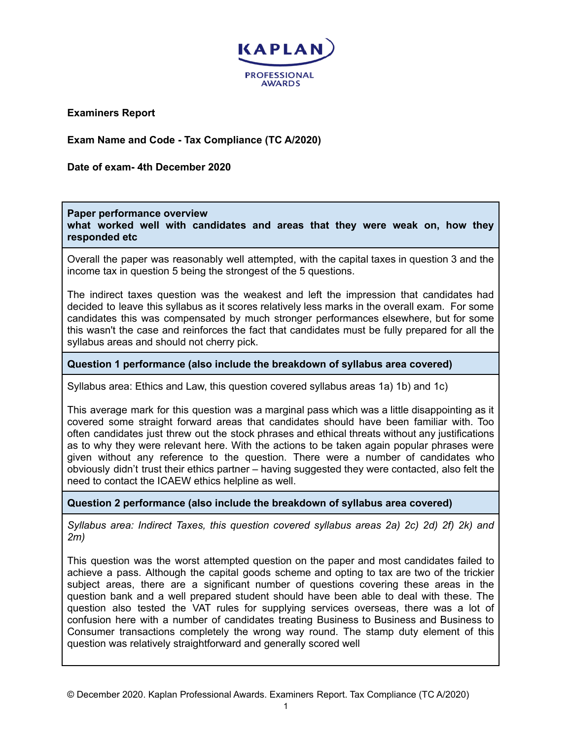**KAPLAN PROFESSIONAL AWARDS**

**Examiners Report**

**Exam Name and Code - Tax Compliance (TC A/2020)**

**Date of exam- 4th December 2020**

| **Paper performance overview** **what worked well with candidates and areas that they were weak on, how they responded etc** |
|---|
| Overall the paper was reasonably well attempted, with the capital taxes in question 3 and the income tax in question 5 being the strongest of the 5 questions.<br><br>The indirect taxes question was the weakest and left the impression that candidates had decided to leave this syllabus as it scores relatively less marks in the overall exam. For some candidates this was compensated by much stronger performances elsewhere, but for some this wasn't the case and reinforces the fact that candidates must be fully prepared for all the syllabus areas and should not cherry pick. |
| **Question 1 performance (also include the breakdown of syllabus area covered)** |
| Syllabus area: Ethics and Law, this question covered syllabus areas 1a) 1b) and 1c)<br><br>This average mark for this question was a marginal pass which was a little disappointing as it covered some straight forward areas that candidates should have been familiar with. Too often candidates just threw out the stock phrases and ethical threats without any justifications as to why they were relevant here. With the actions to be taken again popular phrases were given without any reference to the question. There were a number of candidates who obviously didn't trust their ethics partner – having suggested they were contacted, also felt the need to contact the ICAEW ethics helpline as well. |
| **Question 2 performance (also include the breakdown of syllabus area covered)** |
| *Syllabus area: Indirect Taxes, this question covered syllabus areas 2a) 2c) 2d) 2f) 2k) and 2m)*<br><br>This question was the worst attempted question on the paper and most candidates failed to achieve a pass. Although the capital goods scheme and opting to tax are two of the trickier subject areas, there are a significant number of questions covering these areas in the question bank and a well prepared student should have been able to deal with these. The question also tested the VAT rules for supplying services overseas, there was a lot of confusion here with a number of candidates treating Business to Business and Business to Consumer transactions completely the wrong way round. The stamp duty element of this question was relatively straightforward and generally scored well |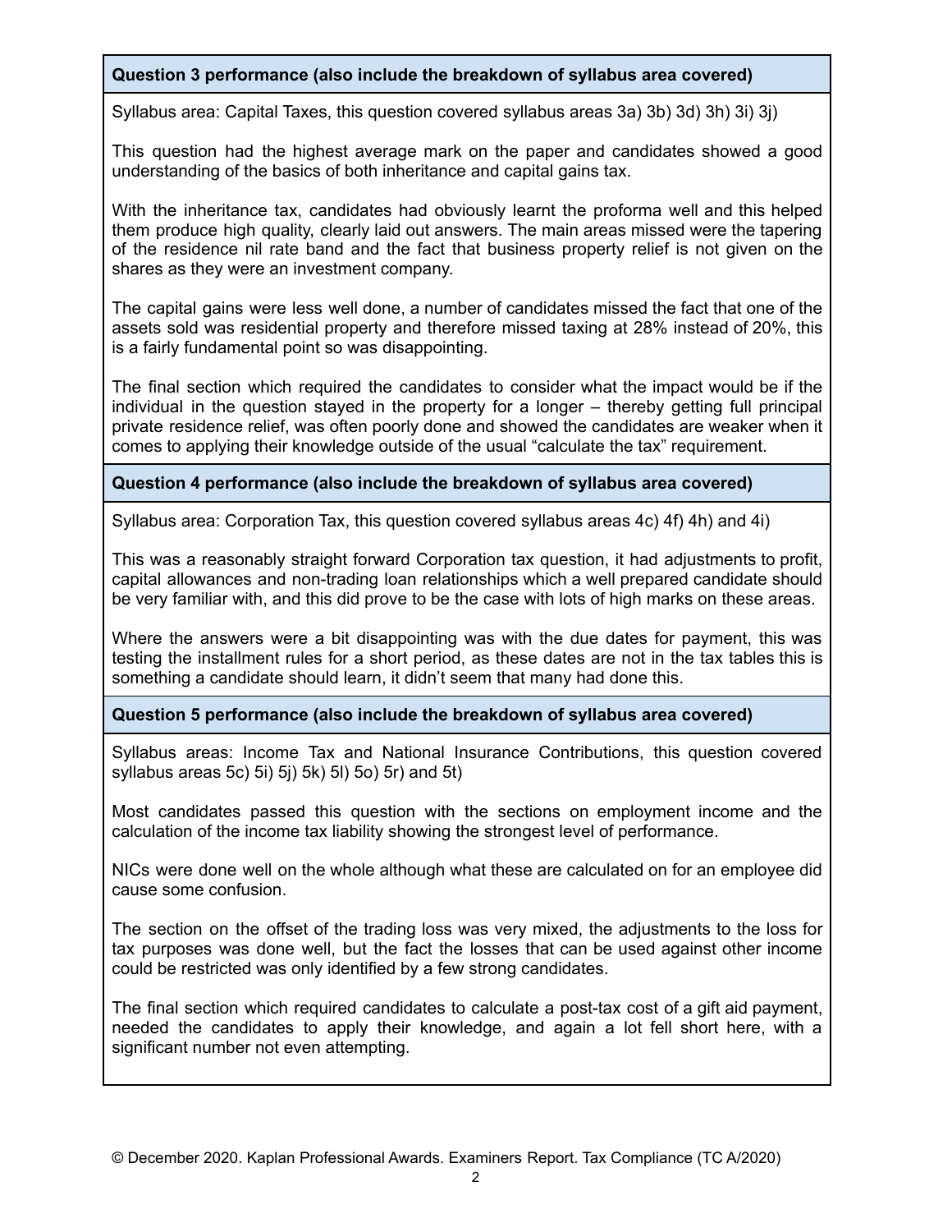**Question 3 performance (also include the breakdown of syllabus area covered)**

Syllabus area: Capital Taxes, this question covered syllabus areas 3a) 3b) 3d) 3h) 3i) 3j)

This question had the highest average mark on the paper and candidates showed a good understanding of the basics of both inheritance and capital gains tax.

With the inheritance tax, candidates had obviously learnt the proforma well and this helped them produce high quality, clearly laid out answers. The main areas missed were the tapering of the residence nil rate band and the fact that business property relief is not given on the shares as they were an investment company.

The capital gains were less well done, a number of candidates missed the fact that one of the assets sold was residential property and therefore missed taxing at 28% instead of 20%, this is a fairly fundamental point so was disappointing.

The final section which required the candidates to consider what the impact would be if the individual in the question stayed in the property for a longer – thereby getting full principal private residence relief, was often poorly done and showed the candidates are weaker when it comes to applying their knowledge outside of the usual "calculate the tax" requirement.

**Question 4 performance (also include the breakdown of syllabus area covered)**

Syllabus area: Corporation Tax, this question covered syllabus areas 4c) 4f) 4h) and 4i)

This was a reasonably straight forward Corporation tax question, it had adjustments to profit, capital allowances and non-trading loan relationships which a well prepared candidate should be very familiar with, and this did prove to be the case with lots of high marks on these areas.

Where the answers were a bit disappointing was with the due dates for payment, this was testing the installment rules for a short period, as these dates are not in the tax tables this is something a candidate should learn, it didn't seem that many had done this.

**Question 5 performance (also include the breakdown of syllabus area covered)**

Syllabus areas: Income Tax and National Insurance Contributions, this question covered syllabus areas 5c) 5i) 5j) 5k) 5l) 5o) 5r) and 5t)

Most candidates passed this question with the sections on employment income and the calculation of the income tax liability showing the strongest level of performance.

NICs were done well on the whole although what these are calculated on for an employee did cause some confusion.

The section on the offset of the trading loss was very mixed, the adjustments to the loss for tax purposes was done well, but the fact the losses that can be used against other income could be restricted was only identified by a few strong candidates.

The final section which required candidates to calculate a post-tax cost of a gift aid payment, needed the candidates to apply their knowledge, and again a lot fell short here, with a significant number not even attempting.

© December 2020. Kaplan Professional Awards. Examiners Report. Tax Compliance (TC A/2020)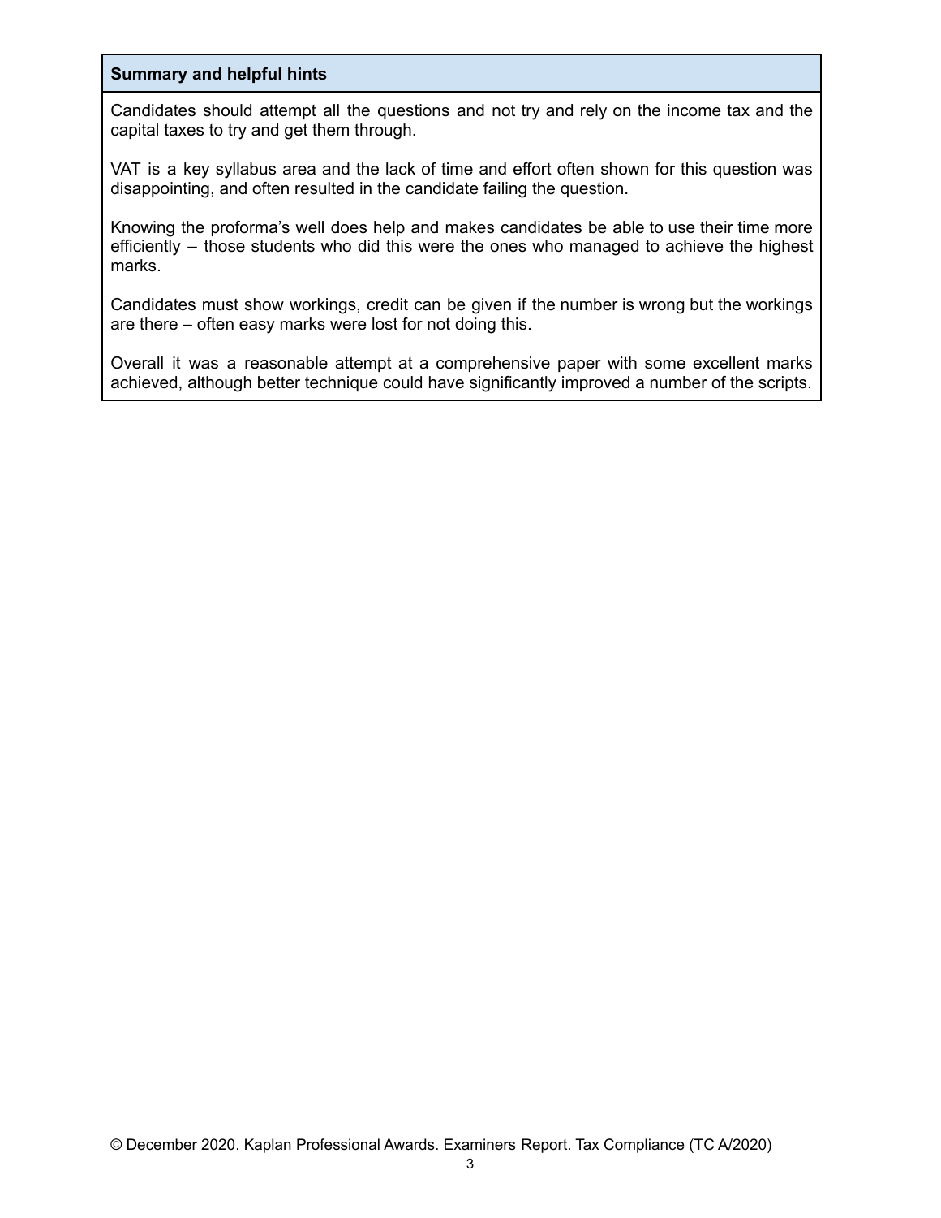**Summary and helpful hints**

Candidates should attempt all the questions and not try and rely on the income tax and the capital taxes to try and get them through.

VAT is a key syllabus area and the lack of time and effort often shown for this question was disappointing, and often resulted in the candidate failing the question.

Knowing the proforma's well does help and makes candidates be able to use their time more efficiently – those students who did this were the ones who managed to achieve the highest marks.

Candidates must show workings, credit can be given if the number is wrong but the workings are there – often easy marks were lost for not doing this.

Overall it was a reasonable attempt at a comprehensive paper with some excellent marks achieved, although better technique could have significantly improved a number of the scripts.